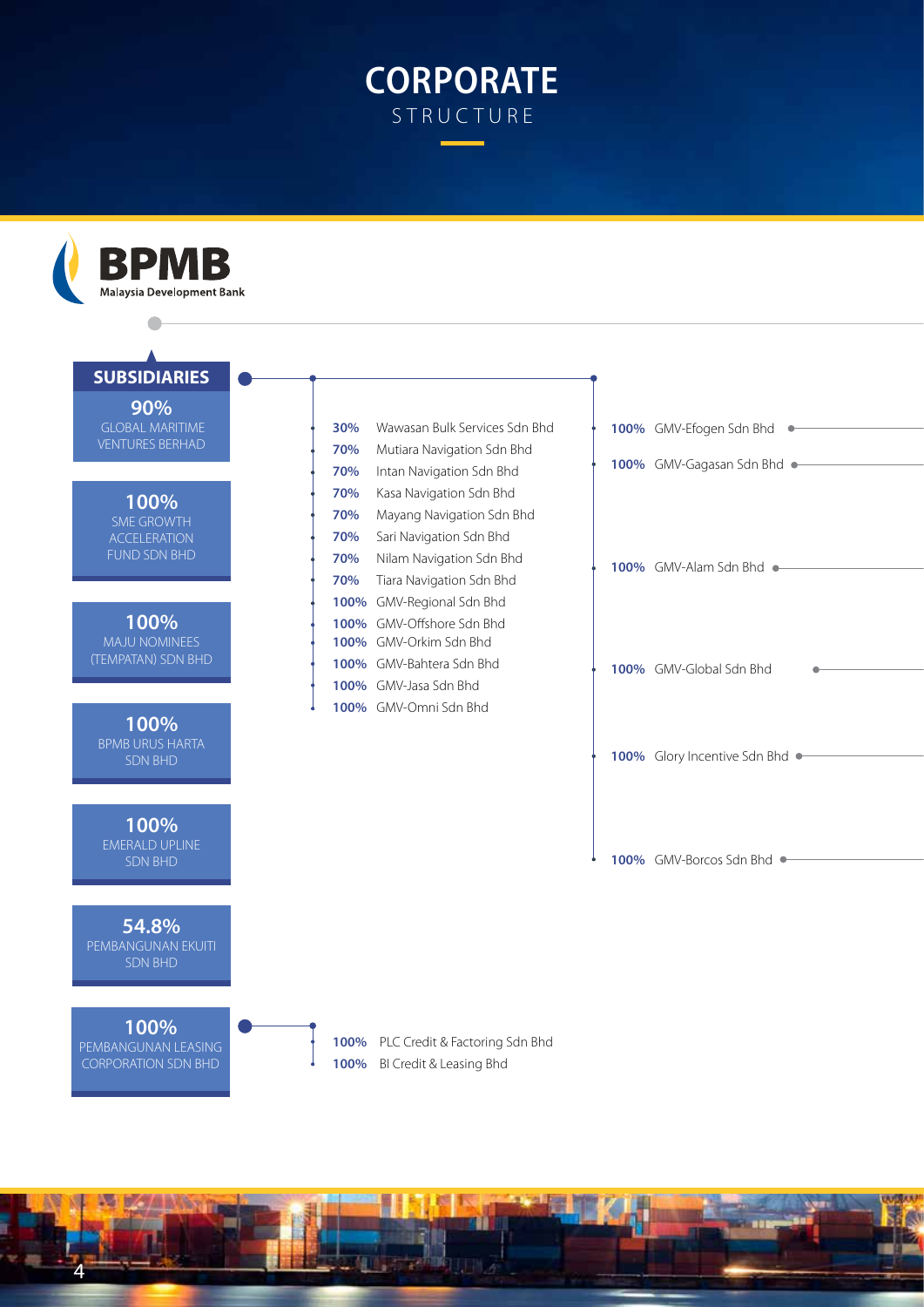# CORPORATE STRUCTURE

**BPMB**
Malaysia Development Bank

## SUBSIDIARIES

**90%** GLOBAL MARITIME VENTURES BERHAD

- **30%** Wawasan Bulk Services Sdn Bhd
- **70%** Mutiara Navigation Sdn Bhd
- **70%** Intan Navigation Sdn Bhd
- **70%** Kasa Navigation Sdn Bhd
- **70%** Mayang Navigation Sdn Bhd
- **70%** Sari Navigation Sdn Bhd
- **70%** Nilam Navigation Sdn Bhd
- **70%** Tiara Navigation Sdn Bhd
- **100%** GMV-Regional Sdn Bhd
- **100%** GMV-Offshore Sdn Bhd
- **100%** GMV-Orkim Sdn Bhd
- **100%** GMV-Bahtera Sdn Bhd
- **100%** GMV-Jasa Sdn Bhd
- **100%** GMV-Omni Sdn Bhd
- **100%** GMV-Efogen Sdn Bhd
- **100%** GMV-Gagasan Sdn Bhd
- **100%** GMV-Alam Sdn Bhd
- **100%** GMV-Global Sdn Bhd
- **100%** Glory Incentive Sdn Bhd
- **100%** GMV-Borcos Sdn Bhd

**100%** SME GROWTH ACCELERATION FUND SDN BHD

**100%** MAJU NOMINEES (TEMPATAN) SDN BHD

**100%** BPMB URUS HARTA SDN BHD

**100%** EMERALD UPLINE SDN BHD

**54.8%** PEMBANGUNAN EKUITI SDN BHD

**100%** PEMBANGUNAN LEASING CORPORATION SDN BHD

- **100%** PLC Credit & Factoring Sdn Bhd
- **100%** BI Credit & Leasing Bhd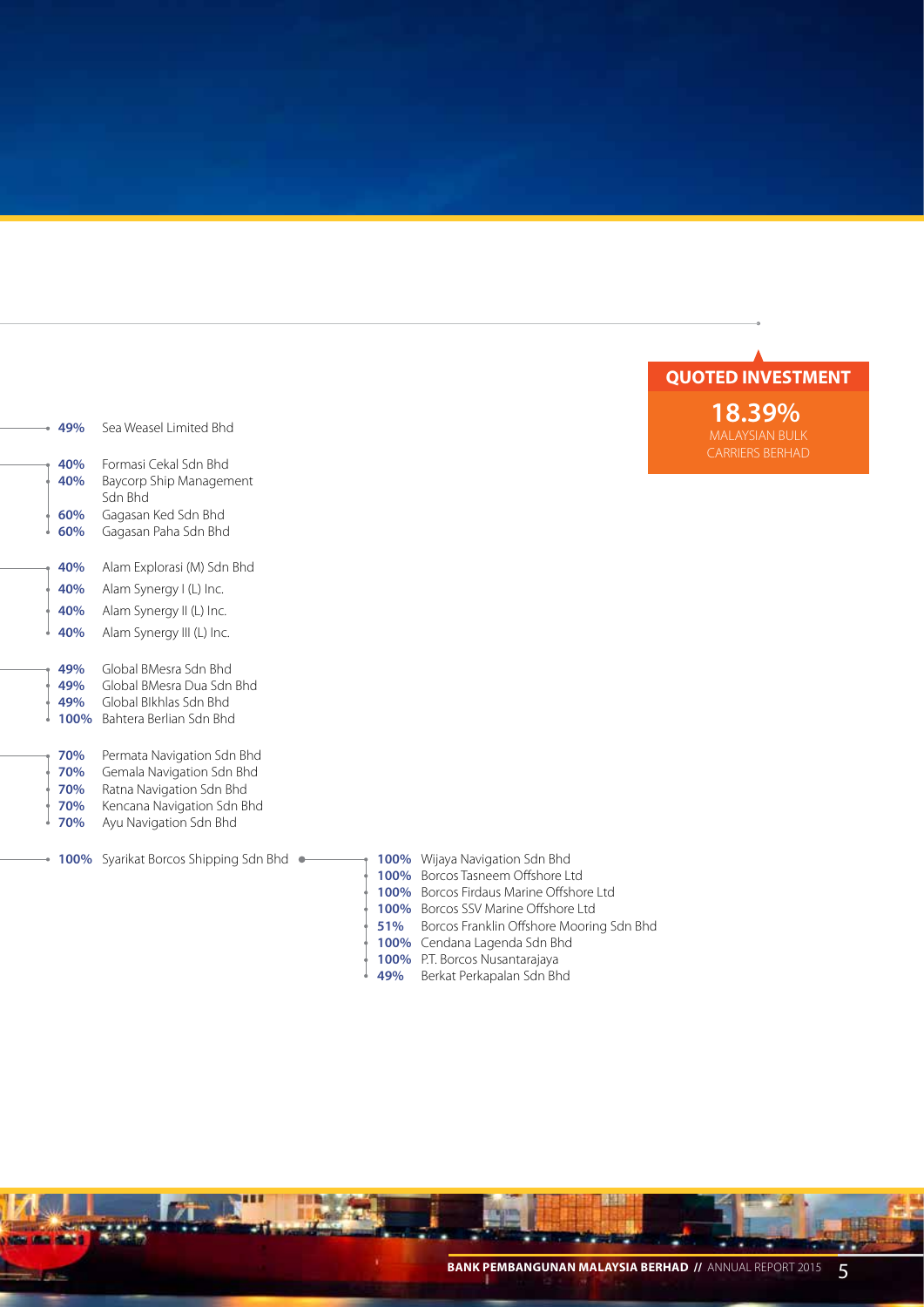## QUOTED INVESTMENT

**18.39%**
MALAYSIAN BULK CARRIERS BERHAD

- **49%** Sea Weasel Limited Bhd

- **40%** Formasi Cekal Sdn Bhd
- **40%** Baycorp Ship Management Sdn Bhd
- **60%** Gagasan Ked Sdn Bhd
- **60%** Gagasan Paha Sdn Bhd

- **40%** Alam Explorasi (M) Sdn Bhd
- **40%** Alam Synergy I (L) Inc.
- **40%** Alam Synergy II (L) Inc.
- **40%** Alam Synergy III (L) Inc.

- **49%** Global BMesra Sdn Bhd
- **49%** Global BMesra Dua Sdn Bhd
- **49%** Global BIkhlas Sdn Bhd
- **100%** Bahtera Berlian Sdn Bhd

- **70%** Permata Navigation Sdn Bhd
- **70%** Gemala Navigation Sdn Bhd
- **70%** Ratna Navigation Sdn Bhd
- **70%** Kencana Navigation Sdn Bhd
- **70%** Ayu Navigation Sdn Bhd

- **100%** Syarikat Borcos Shipping Sdn Bhd
  - **100%** Wijaya Navigation Sdn Bhd
  - **100%** Borcos Tasneem Offshore Ltd
  - **100%** Borcos Firdaus Marine Offshore Ltd
  - **100%** Borcos SSV Marine Offshore Ltd
  - **51%** Borcos Franklin Offshore Mooring Sdn Bhd
  - **100%** Cendana Lagenda Sdn Bhd
  - **100%** P.T. Borcos Nusantarajaya
  - **49%** Berkat Perkapalan Sdn Bhd